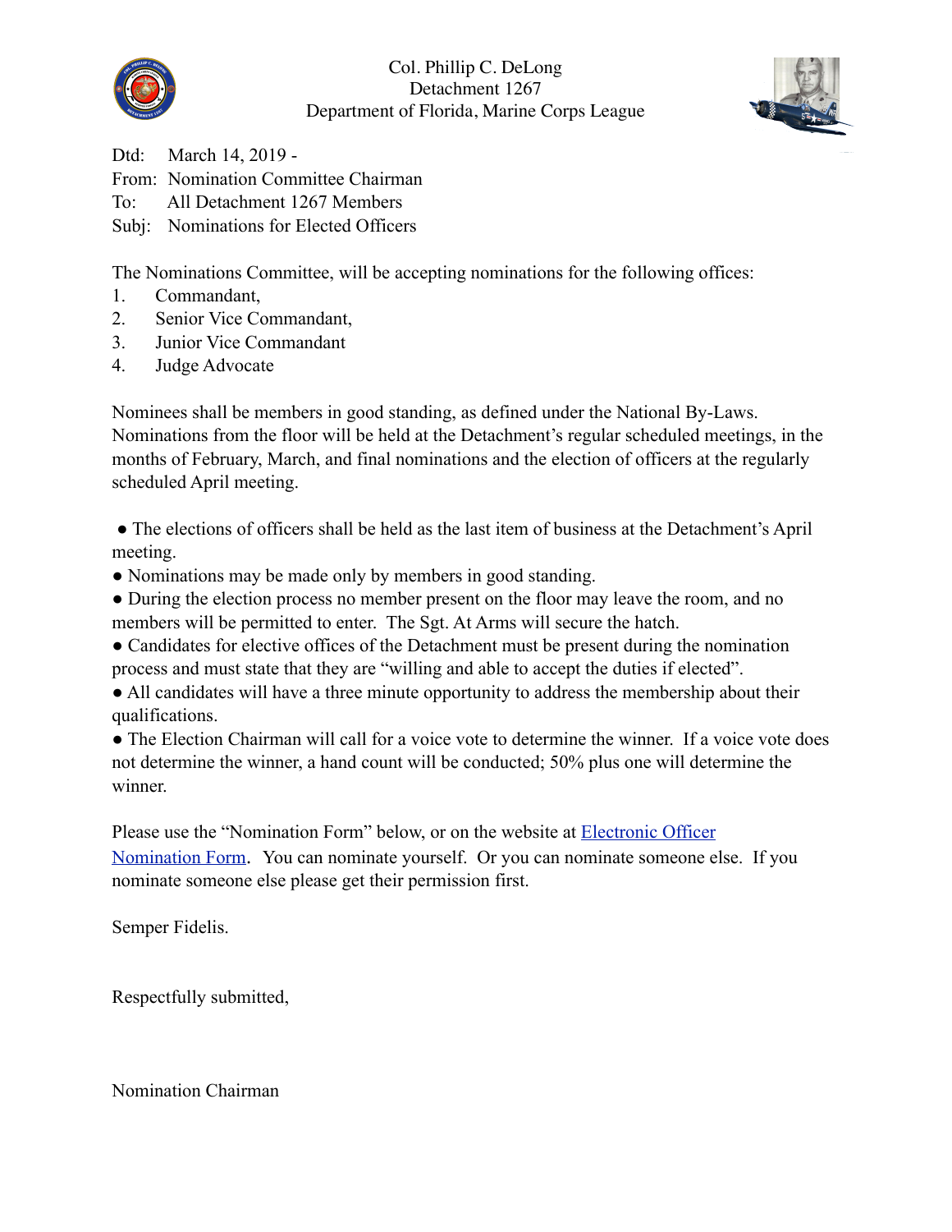Col. Phillip C. DeLong
Detachment 1267
Department of Florida, Marine Corps League

Dtd: March 14, 2019 -
From: Nomination Committee Chairman
To: All Detachment 1267 Members
Subj: Nominations for Elected Officers

The Nominations Committee, will be accepting nominations for the following offices:

1. Commandant,
2. Senior Vice Commandant,
3. Junior Vice Commandant
4. Judge Advocate

Nominees shall be members in good standing, as defined under the National By-Laws. Nominations from the floor will be held at the Detachment's regular scheduled meetings, in the months of February, March, and final nominations and the election of officers at the regularly scheduled April meeting.

- The elections of officers shall be held as the last item of business at the Detachment's April meeting.
- Nominations may be made only by members in good standing.
- During the election process no member present on the floor may leave the room, and no members will be permitted to enter. The Sgt. At Arms will secure the hatch.
- Candidates for elective offices of the Detachment must be present during the nomination process and must state that they are "willing and able to accept the duties if elected".
- All candidates will have a three minute opportunity to address the membership about their qualifications.
- The Election Chairman will call for a voice vote to determine the winner. If a voice vote does not determine the winner, a hand count will be conducted; 50% plus one will determine the winner.

Please use the "Nomination Form" below, or on the website at Electronic Officer Nomination Form. You can nominate yourself. Or you can nominate someone else. If you nominate someone else please get their permission first.

Semper Fidelis.

Respectfully submitted,

Nomination Chairman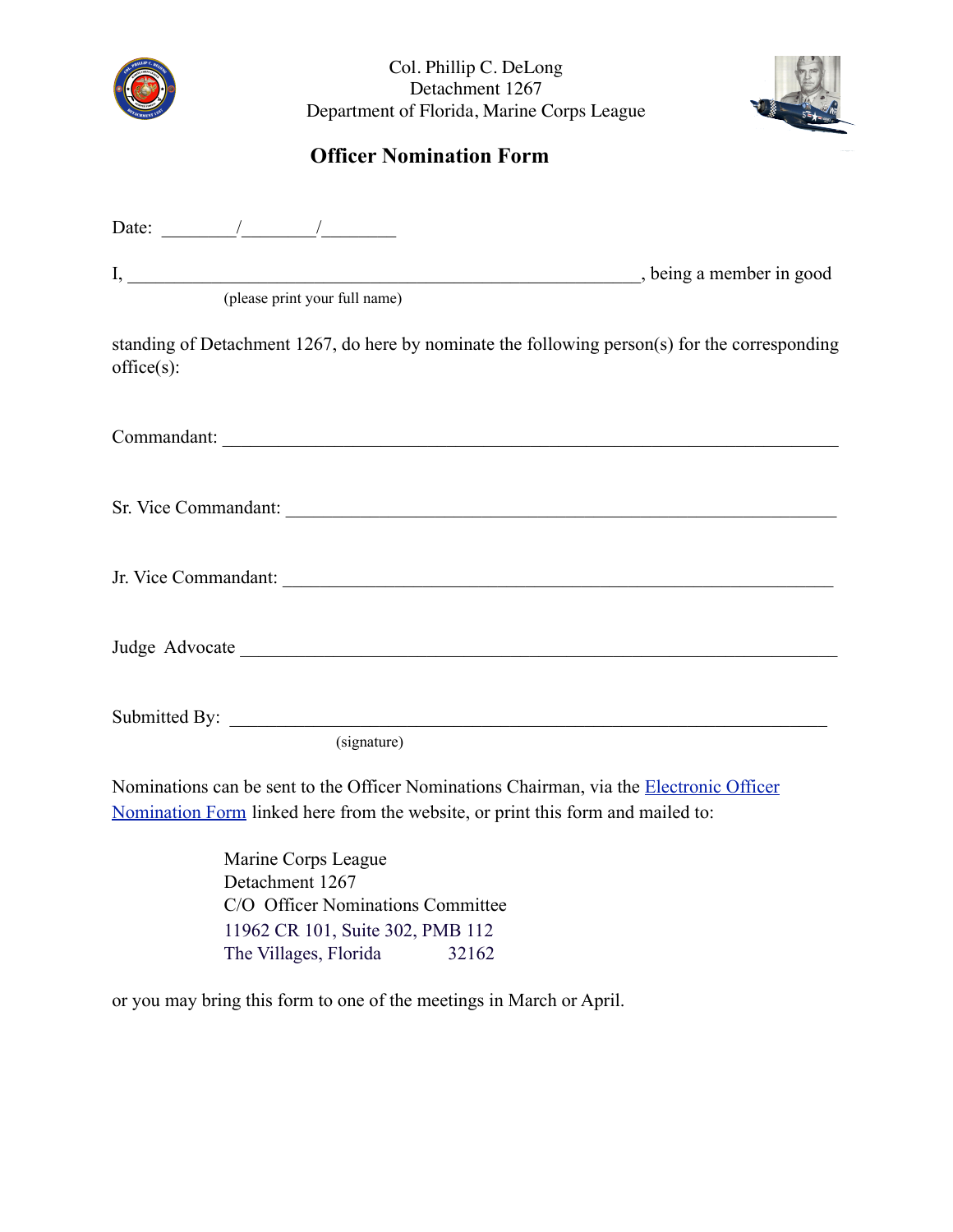Col. Phillip C. DeLong
Detachment 1267
Department of Florida, Marine Corps League

## Officer Nomination Form

Date: ________/________/________

I, ________________________________________________________, being a member in good
(please print your full name)

standing of Detachment 1267, do here by nominate the following person(s) for the corresponding office(s):

Commandant: ________________________________________________________________

Sr. Vice Commandant: ___________________________________________________________

Jr. Vice Commandant: ___________________________________________________________

Judge Advocate ______________________________________________________________

Submitted By: ______________________________________________________________
(signature)

Nominations can be sent to the Officer Nominations Chairman, via the Electronic Officer Nomination Form linked here from the website, or print this form and mailed to:

Marine Corps League
Detachment 1267
C/O Officer Nominations Committee
11962 CR 101, Suite 302, PMB 112
The Villages, Florida 32162

or you may bring this form to one of the meetings in March or April.